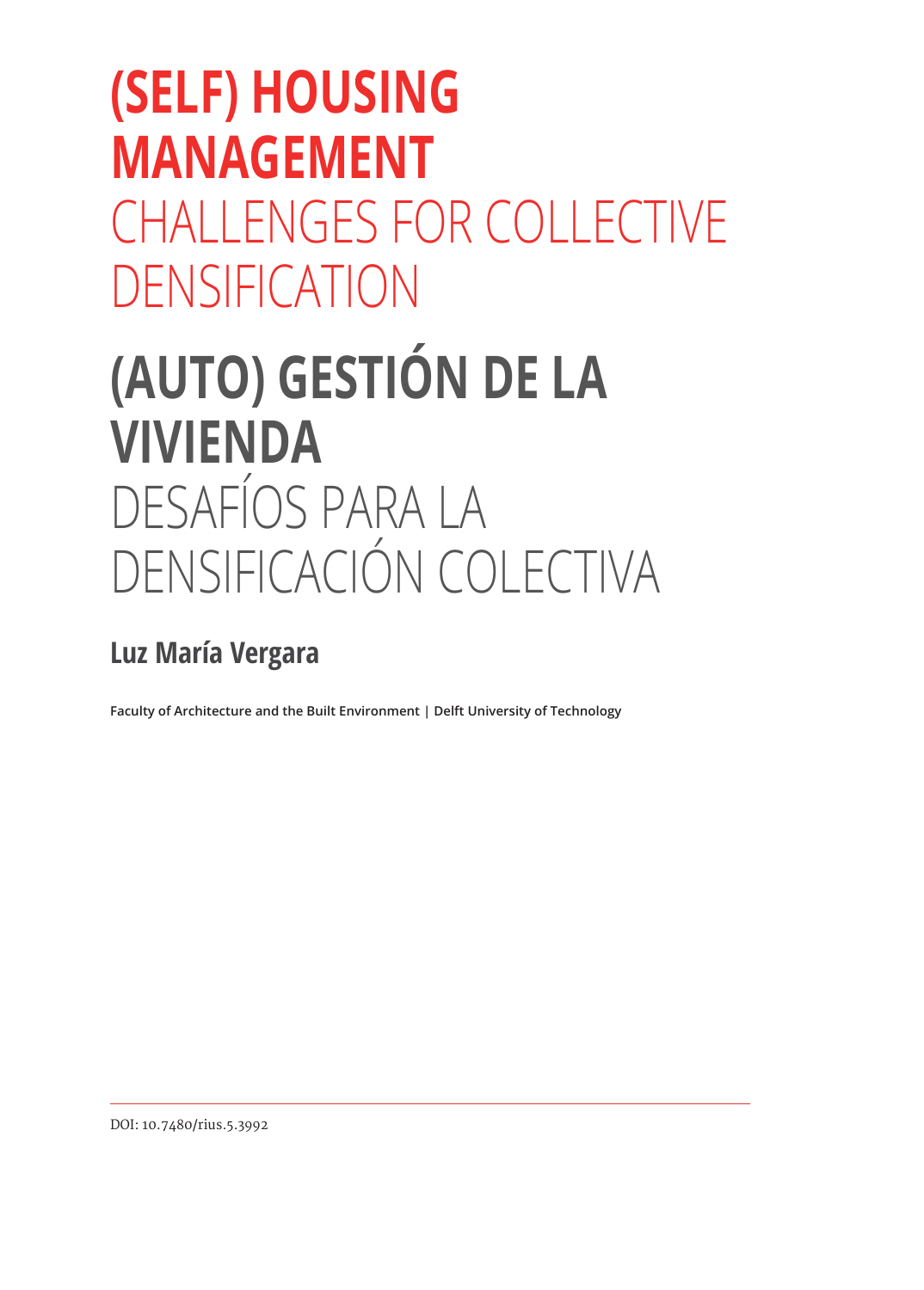# (SELF) HOUSING MANAGEMENT

## CHALLENGES FOR COLLECTIVE DENSIFICATION

# (AUTO) GESTIÓN DE LA VIVIENDA

## DESAFÍOS PARA LA DENSIFICACIÓN COLECTIVA

**Luz María Vergara**

**Faculty of Architecture and the Built Environment | Delft University of Technology**

DOI: 10.7480/rius.5.3992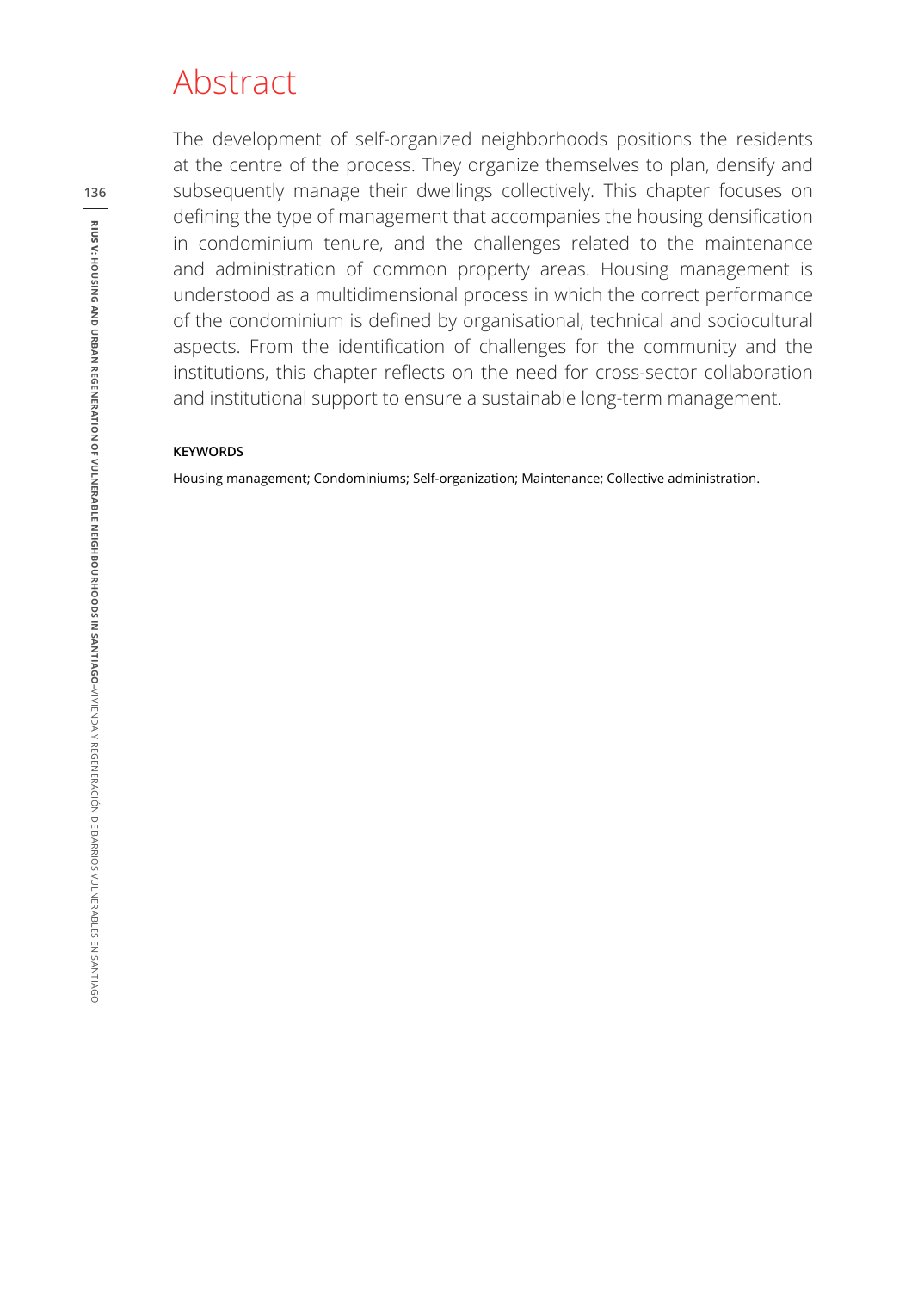# Abstract

The development of self-organized neighborhoods positions the residents at the centre of the process. They organize themselves to plan, densify and subsequently manage their dwellings collectively. This chapter focuses on defining the type of management that accompanies the housing densification in condominium tenure, and the challenges related to the maintenance and administration of common property areas. Housing management is understood as a multidimensional process in which the correct performance of the condominium is defined by organisational, technical and sociocultural aspects. From the identification of challenges for the community and the institutions, this chapter reflects on the need for cross-sector collaboration and institutional support to ensure a sustainable long-term management.

**KEYWORDS**

Housing management; Condominiums; Self-organization; Maintenance; Collective administration.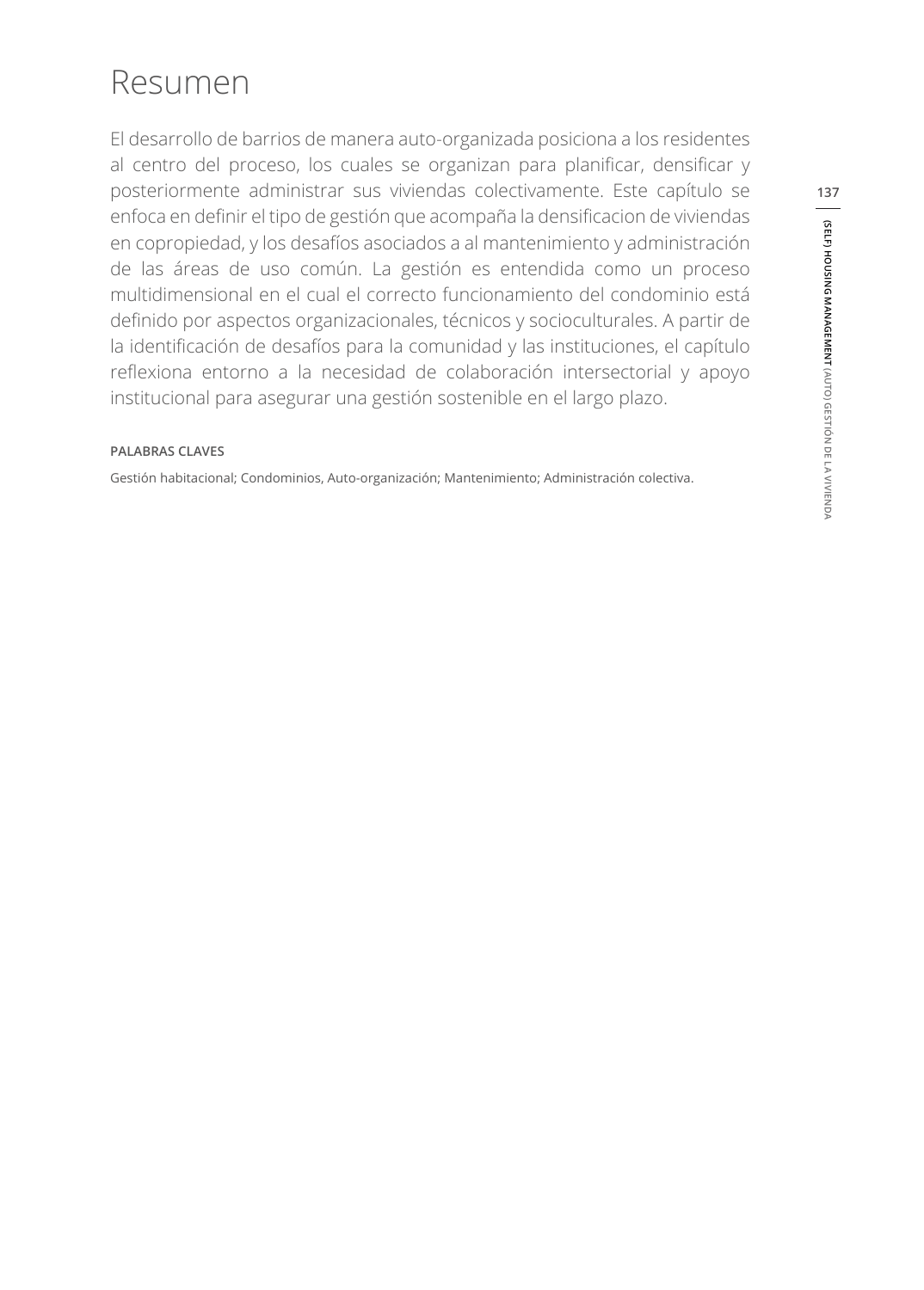# Resumen

El desarrollo de barrios de manera auto-organizada posiciona a los residentes al centro del proceso, los cuales se organizan para planificar, densificar y posteriormente administrar sus viviendas colectivamente. Este capítulo se enfoca en definir el tipo de gestión que acompaña la densificacion de viviendas en copropiedad, y los desafíos asociados a al mantenimiento y administración de las áreas de uso común. La gestión es entendida como un proceso multidimensional en el cual el correcto funcionamiento del condominio está definido por aspectos organizacionales, técnicos y socioculturales. A partir de la identificación de desafíos para la comunidad y las instituciones, el capítulo reflexiona entorno a la necesidad de colaboración intersectorial y apoyo institucional para asegurar una gestión sostenible en el largo plazo.

**PALABRAS CLAVES**

Gestión habitacional; Condominios, Auto-organización; Mantenimiento; Administración colectiva.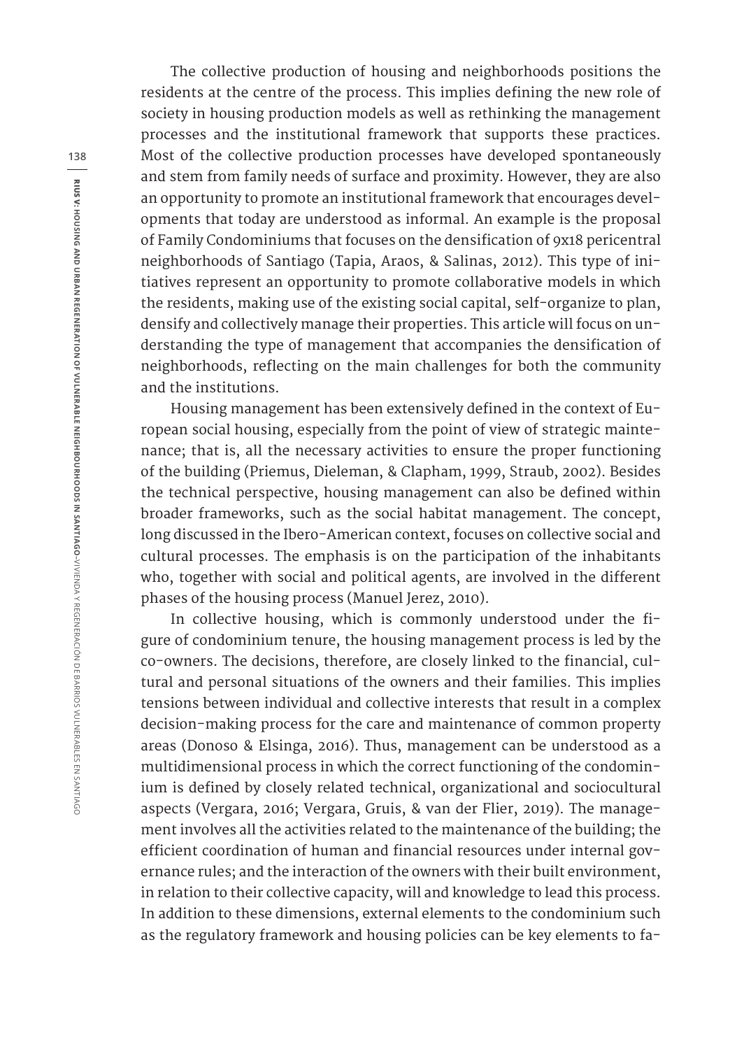The collective production of housing and neighborhoods positions the residents at the centre of the process. This implies defining the new role of society in housing production models as well as rethinking the management processes and the institutional framework that supports these practices. Most of the collective production processes have developed spontaneously and stem from family needs of surface and proximity. However, they are also an opportunity to promote an institutional framework that encourages developments that today are understood as informal. An example is the proposal of Family Condominiums that focuses on the densification of 9x18 pericentral neighborhoods of Santiago (Tapia, Araos, & Salinas, 2012). This type of initiatives represent an opportunity to promote collaborative models in which the residents, making use of the existing social capital, self-organize to plan, densify and collectively manage their properties. This article will focus on understanding the type of management that accompanies the densification of neighborhoods, reflecting on the main challenges for both the community and the institutions.

Housing management has been extensively defined in the context of European social housing, especially from the point of view of strategic maintenance; that is, all the necessary activities to ensure the proper functioning of the building (Priemus, Dieleman, & Clapham, 1999, Straub, 2002). Besides the technical perspective, housing management can also be defined within broader frameworks, such as the social habitat management. The concept, long discussed in the Ibero-American context, focuses on collective social and cultural processes. The emphasis is on the participation of the inhabitants who, together with social and political agents, are involved in the different phases of the housing process (Manuel Jerez, 2010).

In collective housing, which is commonly understood under the figure of condominium tenure, the housing management process is led by the co-owners. The decisions, therefore, are closely linked to the financial, cultural and personal situations of the owners and their families. This implies tensions between individual and collective interests that result in a complex decision-making process for the care and maintenance of common property areas (Donoso & Elsinga, 2016). Thus, management can be understood as a multidimensional process in which the correct functioning of the condominium is defined by closely related technical, organizational and sociocultural aspects (Vergara, 2016; Vergara, Gruis, & van der Flier, 2019). The management involves all the activities related to the maintenance of the building; the efficient coordination of human and financial resources under internal governance rules; and the interaction of the owners with their built environment, in relation to their collective capacity, will and knowledge to lead this process. In addition to these dimensions, external elements to the condominium such as the regulatory framework and housing policies can be key elements to fa-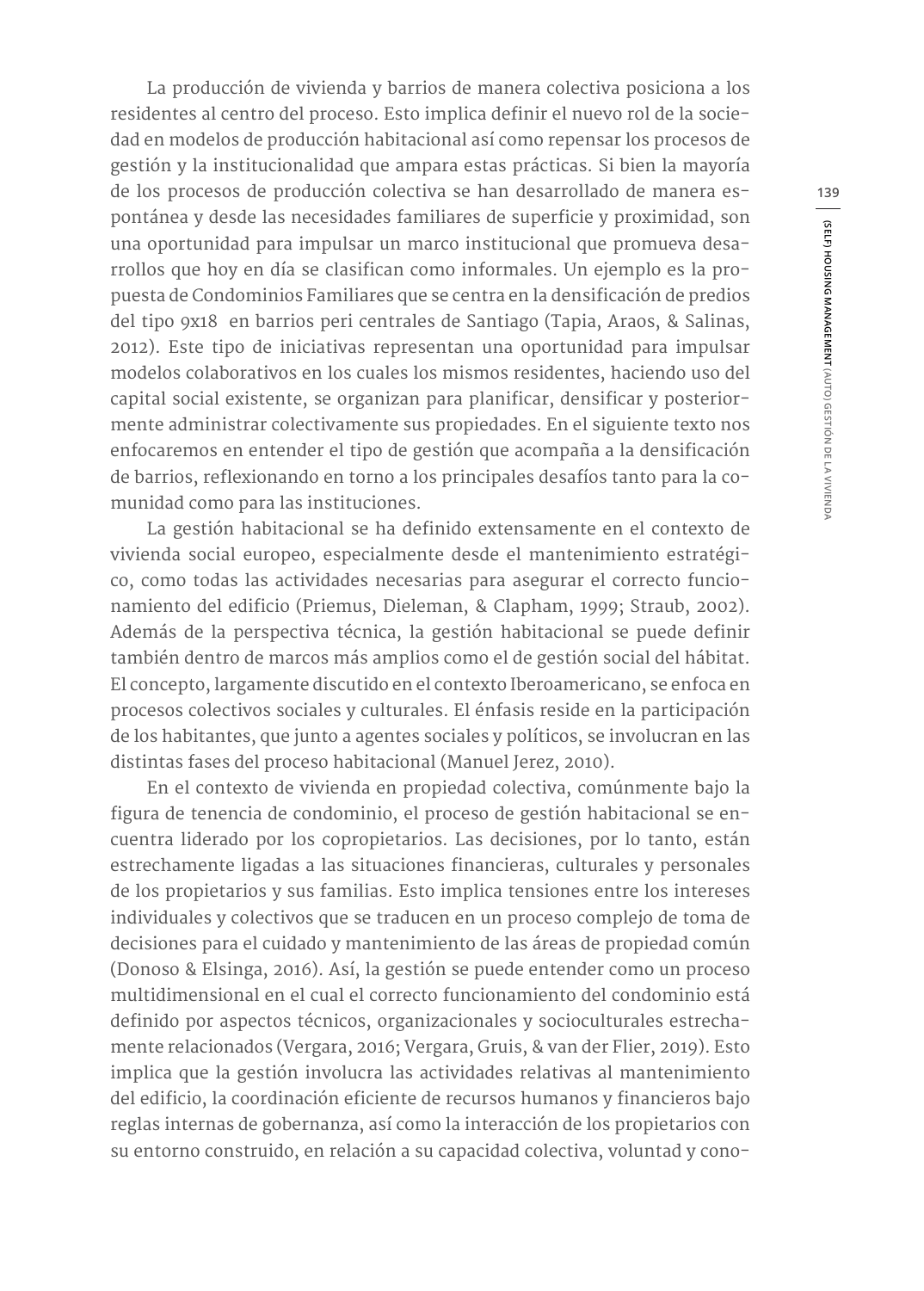La producción de vivienda y barrios de manera colectiva posiciona a los residentes al centro del proceso. Esto implica definir el nuevo rol de la sociedad en modelos de producción habitacional así como repensar los procesos de gestión y la institucionalidad que ampara estas prácticas. Si bien la mayoría de los procesos de producción colectiva se han desarrollado de manera espontánea y desde las necesidades familiares de superficie y proximidad, son una oportunidad para impulsar un marco institucional que promueva desarrollos que hoy en día se clasifican como informales. Un ejemplo es la propuesta de Condominios Familiares que se centra en la densificación de predios del tipo 9x18 en barrios peri centrales de Santiago (Tapia, Araos, & Salinas, 2012). Este tipo de iniciativas representan una oportunidad para impulsar modelos colaborativos en los cuales los mismos residentes, haciendo uso del capital social existente, se organizan para planificar, densificar y posteriormente administrar colectivamente sus propiedades. En el siguiente texto nos enfocaremos en entender el tipo de gestión que acompaña a la densificación de barrios, reflexionando en torno a los principales desafíos tanto para la comunidad como para las instituciones.

La gestión habitacional se ha definido extensamente en el contexto de vivienda social europeo, especialmente desde el mantenimiento estratégico, como todas las actividades necesarias para asegurar el correcto funcionamiento del edificio (Priemus, Dieleman, & Clapham, 1999; Straub, 2002). Además de la perspectiva técnica, la gestión habitacional se puede definir también dentro de marcos más amplios como el de gestión social del hábitat. El concepto, largamente discutido en el contexto Iberoamericano, se enfoca en procesos colectivos sociales y culturales. El énfasis reside en la participación de los habitantes, que junto a agentes sociales y políticos, se involucran en las distintas fases del proceso habitacional (Manuel Jerez, 2010).

En el contexto de vivienda en propiedad colectiva, comúnmente bajo la figura de tenencia de condominio, el proceso de gestión habitacional se encuentra liderado por los copropietarios. Las decisiones, por lo tanto, están estrechamente ligadas a las situaciones financieras, culturales y personales de los propietarios y sus familias. Esto implica tensiones entre los intereses individuales y colectivos que se traducen en un proceso complejo de toma de decisiones para el cuidado y mantenimiento de las áreas de propiedad común (Donoso & Elsinga, 2016). Así, la gestión se puede entender como un proceso multidimensional en el cual el correcto funcionamiento del condominio está definido por aspectos técnicos, organizacionales y socioculturales estrechamente relacionados (Vergara, 2016; Vergara, Gruis, & van der Flier, 2019). Esto implica que la gestión involucra las actividades relativas al mantenimiento del edificio, la coordinación eficiente de recursos humanos y financieros bajo reglas internas de gobernanza, así como la interacción de los propietarios con su entorno construido, en relación a su capacidad colectiva, voluntad y cono-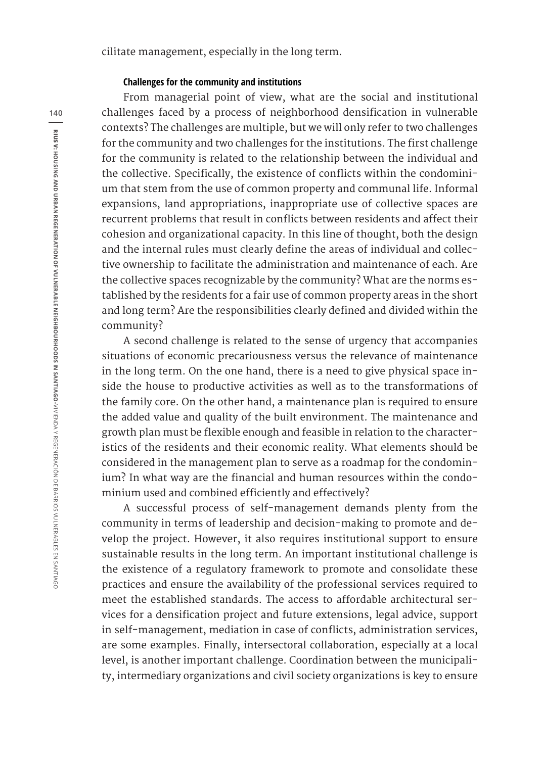cilitate management, especially in the long term.

### Challenges for the community and institutions

From managerial point of view, what are the social and institutional challenges faced by a process of neighborhood densification in vulnerable contexts? The challenges are multiple, but we will only refer to two challenges for the community and two challenges for the institutions. The first challenge for the community is related to the relationship between the individual and the collective. Specifically, the existence of conflicts within the condominium that stem from the use of common property and communal life. Informal expansions, land appropriations, inappropriate use of collective spaces are recurrent problems that result in conflicts between residents and affect their cohesion and organizational capacity. In this line of thought, both the design and the internal rules must clearly define the areas of individual and collective ownership to facilitate the administration and maintenance of each. Are the collective spaces recognizable by the community? What are the norms established by the residents for a fair use of common property areas in the short and long term? Are the responsibilities clearly defined and divided within the community?

A second challenge is related to the sense of urgency that accompanies situations of economic precariousness versus the relevance of maintenance in the long term. On the one hand, there is a need to give physical space inside the house to productive activities as well as to the transformations of the family core. On the other hand, a maintenance plan is required to ensure the added value and quality of the built environment. The maintenance and growth plan must be flexible enough and feasible in relation to the characteristics of the residents and their economic reality. What elements should be considered in the management plan to serve as a roadmap for the condominium? In what way are the financial and human resources within the condominium used and combined efficiently and effectively?

A successful process of self-management demands plenty from the community in terms of leadership and decision-making to promote and develop the project. However, it also requires institutional support to ensure sustainable results in the long term. An important institutional challenge is the existence of a regulatory framework to promote and consolidate these practices and ensure the availability of the professional services required to meet the established standards. The access to affordable architectural services for a densification project and future extensions, legal advice, support in self-management, mediation in case of conflicts, administration services, are some examples. Finally, intersectoral collaboration, especially at a local level, is another important challenge. Coordination between the municipality, intermediary organizations and civil society organizations is key to ensure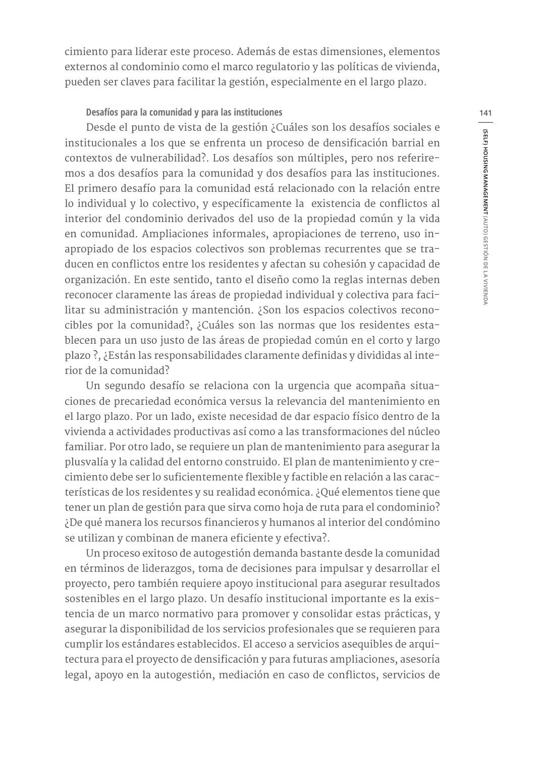cimiento para liderar este proceso. Además de estas dimensiones, elementos externos al condominio como el marco regulatorio y las políticas de vivienda, pueden ser claves para facilitar la gestión, especialmente en el largo plazo.

#### Desafíos para la comunidad y para las instituciones

Desde el punto de vista de la gestión ¿Cuáles son los desafíos sociales e institucionales a los que se enfrenta un proceso de densificación barrial en contextos de vulnerabilidad?. Los desafíos son múltiples, pero nos referiremos a dos desafíos para la comunidad y dos desafíos para las instituciones. El primero desafío para la comunidad está relacionado con la relación entre lo individual y lo colectivo, y específicamente la existencia de conflictos al interior del condominio derivados del uso de la propiedad común y la vida en comunidad. Ampliaciones informales, apropiaciones de terreno, uso inapropiado de los espacios colectivos son problemas recurrentes que se traducen en conflictos entre los residentes y afectan su cohesión y capacidad de organización. En este sentido, tanto el diseño como la reglas internas deben reconocer claramente las áreas de propiedad individual y colectiva para facilitar su administración y mantención. ¿Son los espacios colectivos reconocibles por la comunidad?, ¿Cuáles son las normas que los residentes establecen para un uso justo de las áreas de propiedad común en el corto y largo plazo ?, ¿Están las responsabilidades claramente definidas y divididas al interior de la comunidad?

Un segundo desafío se relaciona con la urgencia que acompaña situaciones de precariedad económica versus la relevancia del mantenimiento en el largo plazo. Por un lado, existe necesidad de dar espacio físico dentro de la vivienda a actividades productivas así como a las transformaciones del núcleo familiar. Por otro lado, se requiere un plan de mantenimiento para asegurar la plusvalía y la calidad del entorno construido. El plan de mantenimiento y crecimiento debe ser lo suficientemente flexible y factible en relación a las características de los residentes y su realidad económica. ¿Qué elementos tiene que tener un plan de gestión para que sirva como hoja de ruta para el condominio? ¿De qué manera los recursos financieros y humanos al interior del condómino se utilizan y combinan de manera eficiente y efectiva?.

Un proceso exitoso de autogestión demanda bastante desde la comunidad en términos de liderazgos, toma de decisiones para impulsar y desarrollar el proyecto, pero también requiere apoyo institucional para asegurar resultados sostenibles en el largo plazo. Un desafío institucional importante es la existencia de un marco normativo para promover y consolidar estas prácticas, y asegurar la disponibilidad de los servicios profesionales que se requieren para cumplir los estándares establecidos. El acceso a servicios asequibles de arquitectura para el proyecto de densificación y para futuras ampliaciones, asesoría legal, apoyo en la autogestión, mediación en caso de conflictos, servicios de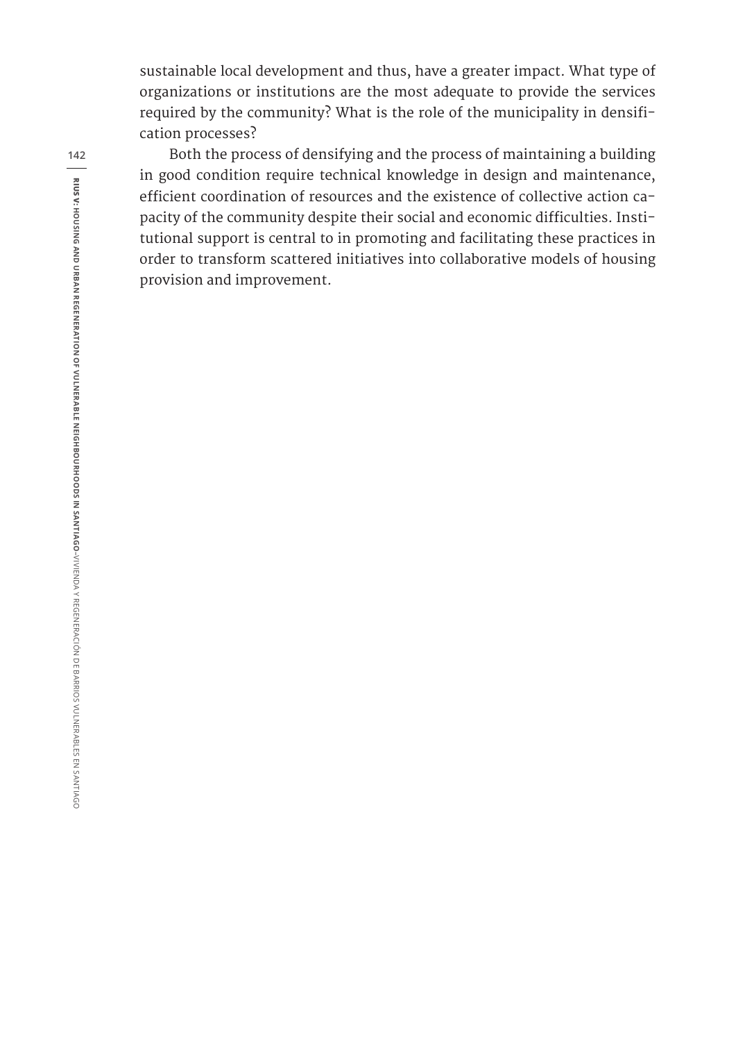sustainable local development and thus, have a greater impact. What type of organizations or institutions are the most adequate to provide the services required by the community? What is the role of the municipality in densification processes?

Both the process of densifying and the process of maintaining a building in good condition require technical knowledge in design and maintenance, efficient coordination of resources and the existence of collective action capacity of the community despite their social and economic difficulties. Institutional support is central to in promoting and facilitating these practices in order to transform scattered initiatives into collaborative models of housing provision and improvement.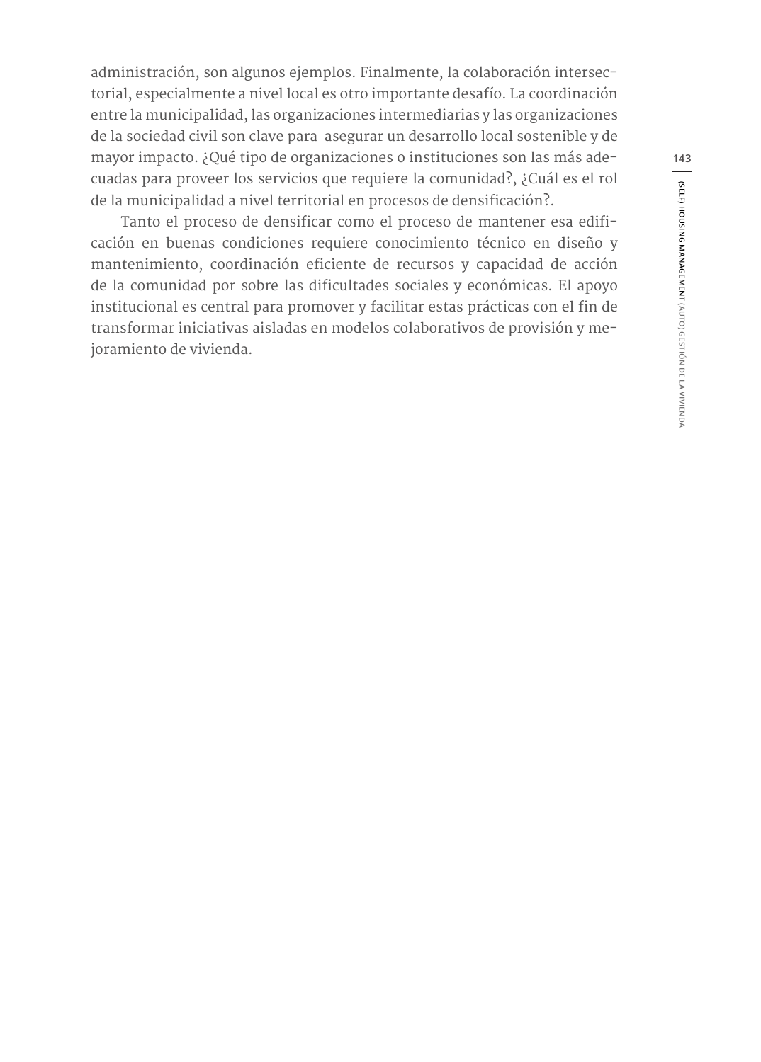administración, son algunos ejemplos. Finalmente, la colaboración intersectorial, especialmente a nivel local es otro importante desafío. La coordinación entre la municipalidad, las organizaciones intermediarias y las organizaciones de la sociedad civil son clave para asegurar un desarrollo local sostenible y de mayor impacto. ¿Qué tipo de organizaciones o instituciones son las más adecuadas para proveer los servicios que requiere la comunidad?, ¿Cuál es el rol de la municipalidad a nivel territorial en procesos de densificación?.

Tanto el proceso de densificar como el proceso de mantener esa edificación en buenas condiciones requiere conocimiento técnico en diseño y mantenimiento, coordinación eficiente de recursos y capacidad de acción de la comunidad por sobre las dificultades sociales y económicas. El apoyo institucional es central para promover y facilitar estas prácticas con el fin de transformar iniciativas aisladas en modelos colaborativos de provisión y mejoramiento de vivienda.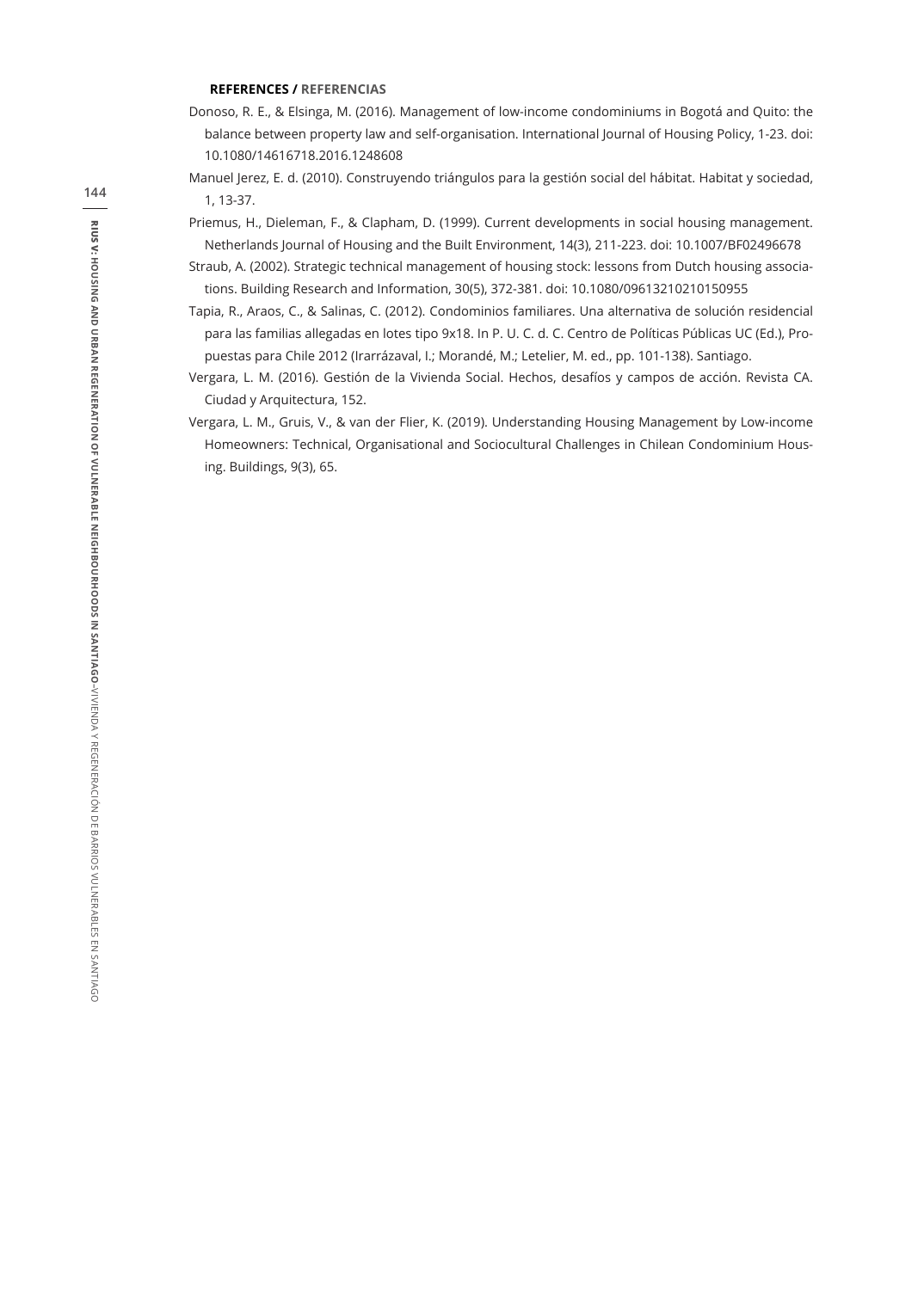**REFERENCES / REFERENCIAS**

Donoso, R. E., & Elsinga, M. (2016). Management of low-income condominiums in Bogotá and Quito: the balance between property law and self-organisation. International Journal of Housing Policy, 1-23. doi: 10.1080/14616718.2016.1248608

Manuel Jerez, E. d. (2010). Construyendo triángulos para la gestión social del hábitat. Habitat y sociedad, 1, 13-37.

Priemus, H., Dieleman, F., & Clapham, D. (1999). Current developments in social housing management. Netherlands Journal of Housing and the Built Environment, 14(3), 211-223. doi: 10.1007/BF02496678

Straub, A. (2002). Strategic technical management of housing stock: lessons from Dutch housing associations. Building Research and Information, 30(5), 372-381. doi: 10.1080/09613210210150955

Tapia, R., Araos, C., & Salinas, C. (2012). Condominios familiares. Una alternativa de solución residencial para las familias allegadas en lotes tipo 9x18. In P. U. C. d. C. Centro de Políticas Públicas UC (Ed.), Propuestas para Chile 2012 (Irarrázaval, I.; Morandé, M.; Letelier, M. ed., pp. 101-138). Santiago.

Vergara, L. M. (2016). Gestión de la Vivienda Social. Hechos, desafíos y campos de acción. Revista CA. Ciudad y Arquitectura, 152.

Vergara, L. M., Gruis, V., & van der Flier, K. (2019). Understanding Housing Management by Low-income Homeowners: Technical, Organisational and Sociocultural Challenges in Chilean Condominium Housing. Buildings, 9(3), 65.